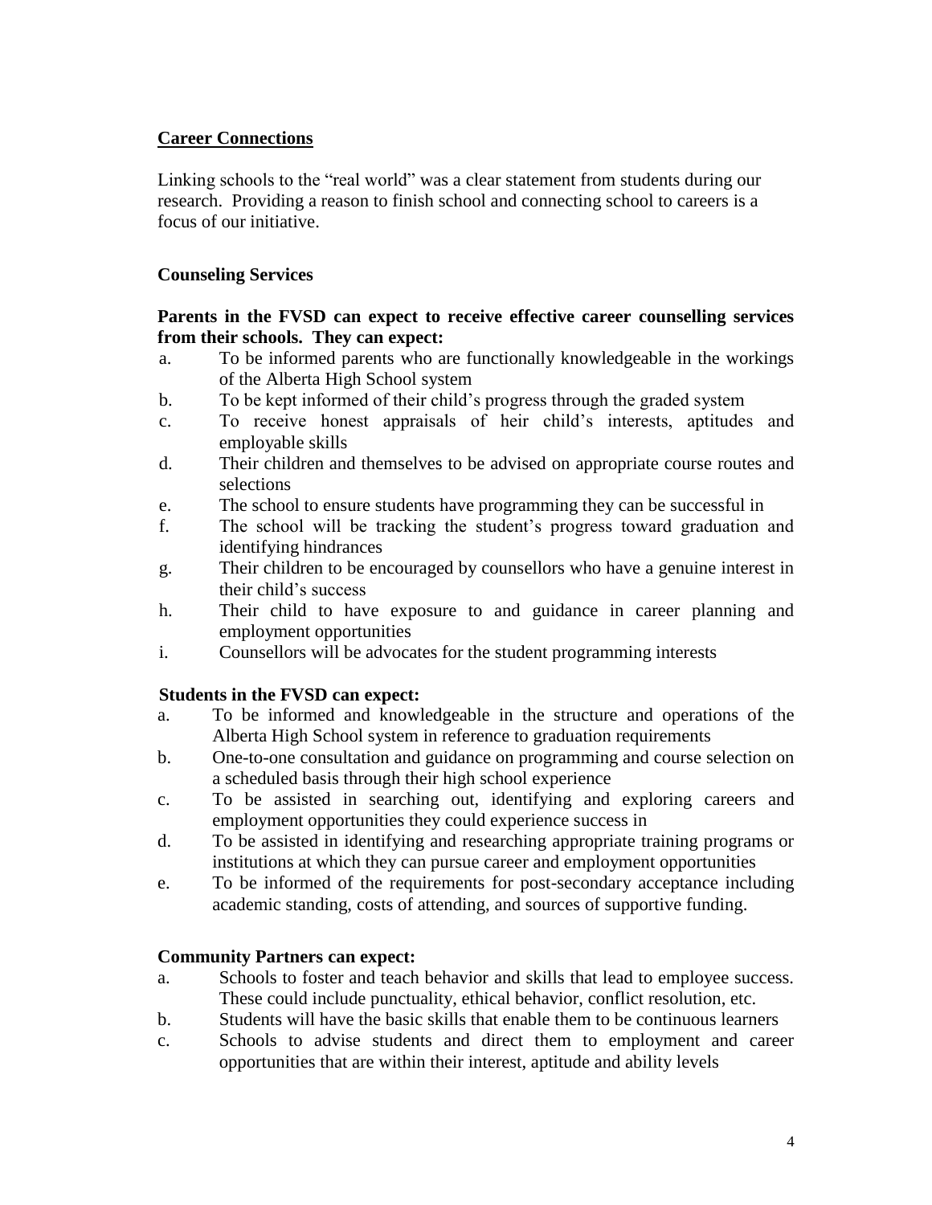## Career Connections

Linking schools to the "real world" was a clear statement from students during our research. Providing a reason to finish school and connecting school to careers is a focus of our initiative.

### Counseling Services

**Parents in the FVSD can expect to receive effective career counselling services from their schools. They can expect:**

a. To be informed parents who are functionally knowledgeable in the workings of the Alberta High School system
b. To be kept informed of their child's progress through the graded system
c. To receive honest appraisals of heir child's interests, aptitudes and employable skills
d. Their children and themselves to be advised on appropriate course routes and selections
e. The school to ensure students have programming they can be successful in
f. The school will be tracking the student's progress toward graduation and identifying hindrances
g. Their children to be encouraged by counsellors who have a genuine interest in their child's success
h. Their child to have exposure to and guidance in career planning and employment opportunities
i. Counsellors will be advocates for the student programming interests

**Students in the FVSD can expect:**

a. To be informed and knowledgeable in the structure and operations of the Alberta High School system in reference to graduation requirements
b. One-to-one consultation and guidance on programming and course selection on a scheduled basis through their high school experience
c. To be assisted in searching out, identifying and exploring careers and employment opportunities they could experience success in
d. To be assisted in identifying and researching appropriate training programs or institutions at which they can pursue career and employment opportunities
e. To be informed of the requirements for post-secondary acceptance including academic standing, costs of attending, and sources of supportive funding.

**Community Partners can expect:**

a. Schools to foster and teach behavior and skills that lead to employee success. These could include punctuality, ethical behavior, conflict resolution, etc.
b. Students will have the basic skills that enable them to be continuous learners
c. Schools to advise students and direct them to employment and career opportunities that are within their interest, aptitude and ability levels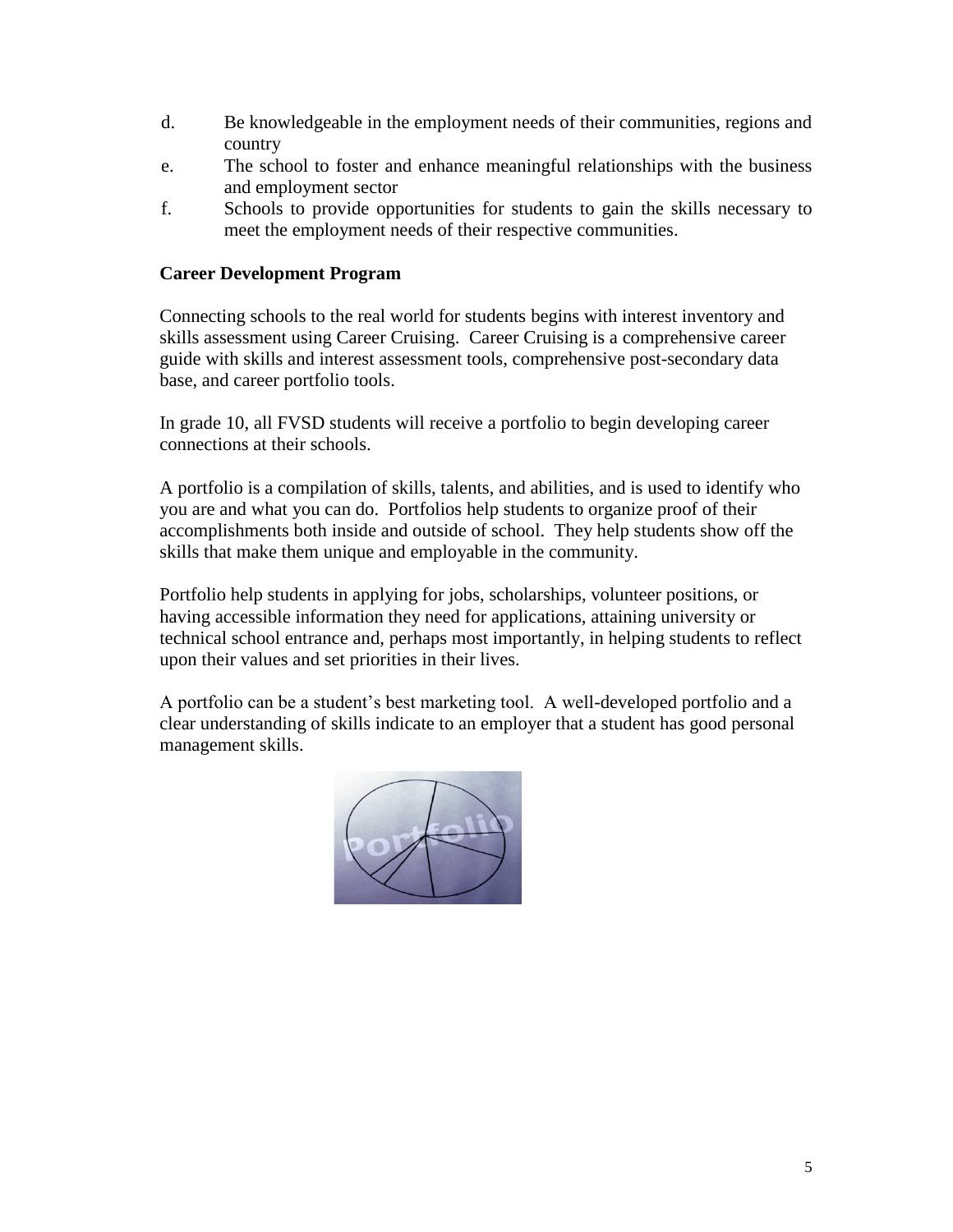d. Be knowledgeable in the employment needs of their communities, regions and country

e. The school to foster and enhance meaningful relationships with the business and employment sector

f. Schools to provide opportunities for students to gain the skills necessary to meet the employment needs of their respective communities.

**Career Development Program**

Connecting schools to the real world for students begins with interest inventory and skills assessment using Career Cruising. Career Cruising is a comprehensive career guide with skills and interest assessment tools, comprehensive post-secondary data base, and career portfolio tools.

In grade 10, all FVSD students will receive a portfolio to begin developing career connections at their schools.

A portfolio is a compilation of skills, talents, and abilities, and is used to identify who you are and what you can do. Portfolios help students to organize proof of their accomplishments both inside and outside of school. They help students show off the skills that make them unique and employable in the community.

Portfolio help students in applying for jobs, scholarships, volunteer positions, or having accessible information they need for applications, attaining university or technical school entrance and, perhaps most importantly, in helping students to reflect upon their values and set priorities in their lives.

A portfolio can be a student's best marketing tool. A well-developed portfolio and a clear understanding of skills indicate to an employer that a student has good personal management skills.